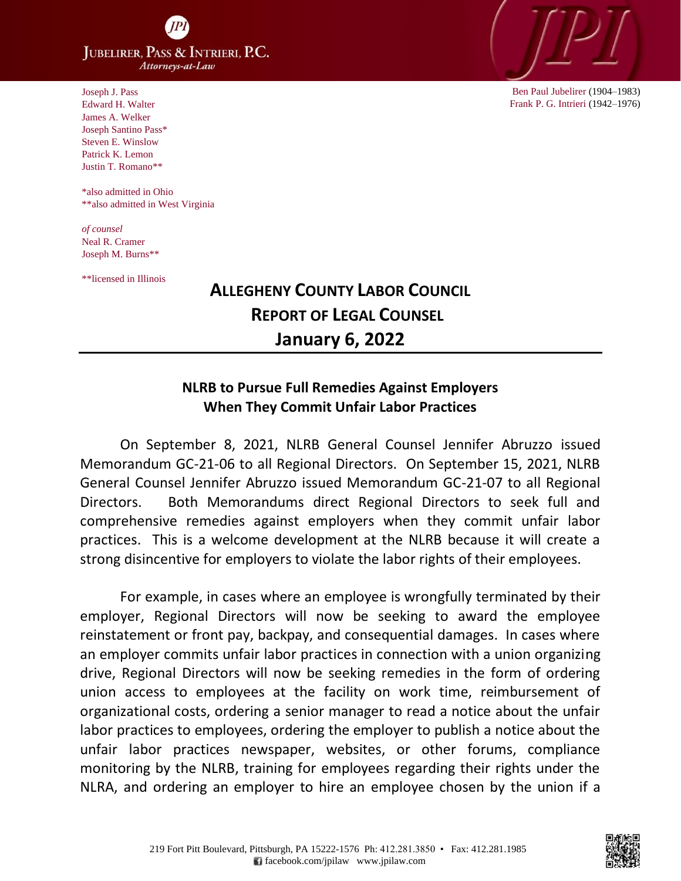JUBELIRER, PASS & INTRIERI, P.C.
*Attorneys-at-Law*

Joseph J. Pass
Edward H. Walter
James A. Welker
Joseph Santino Pass*
Steven E. Winslow
Patrick K. Lemon
Justin T. Romano**

*also admitted in Ohio
**also admitted in West Virginia

*of counsel*
Neal R. Cramer
Joseph M. Burns**

**licensed in Illinois

Ben Paul Jubelirer (1904–1983)
Frank P. G. Intrieri (1942–1976)

# ALLEGHENY COUNTY LABOR COUNCIL
# REPORT OF LEGAL COUNSEL
# January 6, 2022

---

## NLRB to Pursue Full Remedies Against Employers When They Commit Unfair Labor Practices

On September 8, 2021, NLRB General Counsel Jennifer Abruzzo issued Memorandum GC-21-06 to all Regional Directors. On September 15, 2021, NLRB General Counsel Jennifer Abruzzo issued Memorandum GC-21-07 to all Regional Directors. Both Memorandums direct Regional Directors to seek full and comprehensive remedies against employers when they commit unfair labor practices. This is a welcome development at the NLRB because it will create a strong disincentive for employers to violate the labor rights of their employees.

For example, in cases where an employee is wrongfully terminated by their employer, Regional Directors will now be seeking to award the employee reinstatement or front pay, backpay, and consequential damages. In cases where an employer commits unfair labor practices in connection with a union organizing drive, Regional Directors will now be seeking remedies in the form of ordering union access to employees at the facility on work time, reimbursement of organizational costs, ordering a senior manager to read a notice about the unfair labor practices to employees, ordering the employer to publish a notice about the unfair labor practices newspaper, websites, or other forums, compliance monitoring by the NLRB, training for employees regarding their rights under the NLRA, and ordering an employer to hire an employee chosen by the union if a

219 Fort Pitt Boulevard, Pittsburgh, PA 15222-1576 Ph: 412.281.3850 • Fax: 412.281.1985
facebook.com/jpilaw www.jpilaw.com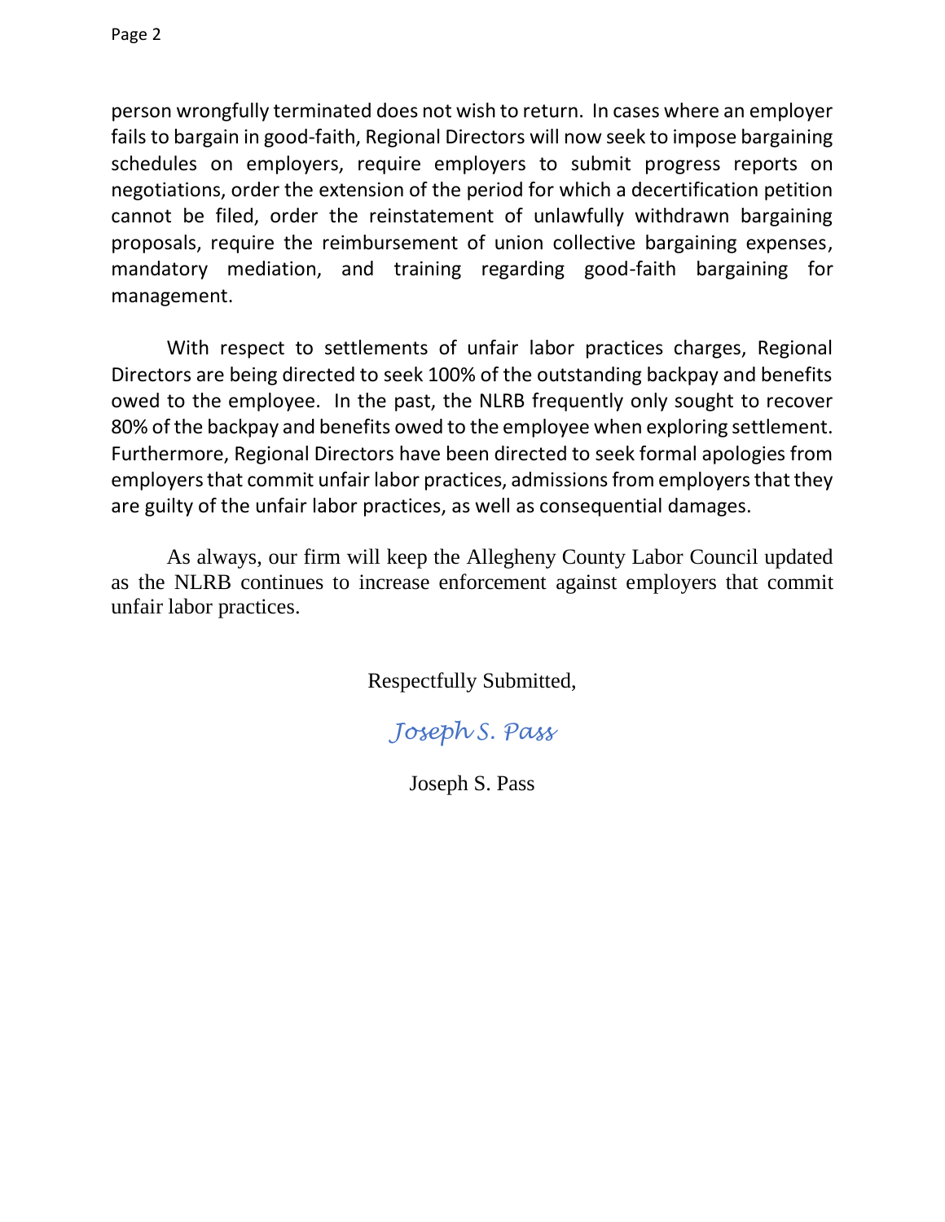person wrongfully terminated does not wish to return. In cases where an employer fails to bargain in good-faith, Regional Directors will now seek to impose bargaining schedules on employers, require employers to submit progress reports on negotiations, order the extension of the period for which a decertification petition cannot be filed, order the reinstatement of unlawfully withdrawn bargaining proposals, require the reimbursement of union collective bargaining expenses, mandatory mediation, and training regarding good-faith bargaining for management.

With respect to settlements of unfair labor practices charges, Regional Directors are being directed to seek 100% of the outstanding backpay and benefits owed to the employee. In the past, the NLRB frequently only sought to recover 80% of the backpay and benefits owed to the employee when exploring settlement. Furthermore, Regional Directors have been directed to seek formal apologies from employers that commit unfair labor practices, admissions from employers that they are guilty of the unfair labor practices, as well as consequential damages.

As always, our firm will keep the Allegheny County Labor Council updated as the NLRB continues to increase enforcement against employers that commit unfair labor practices.

Respectfully Submitted,

*Joseph S. Pass*

Joseph S. Pass